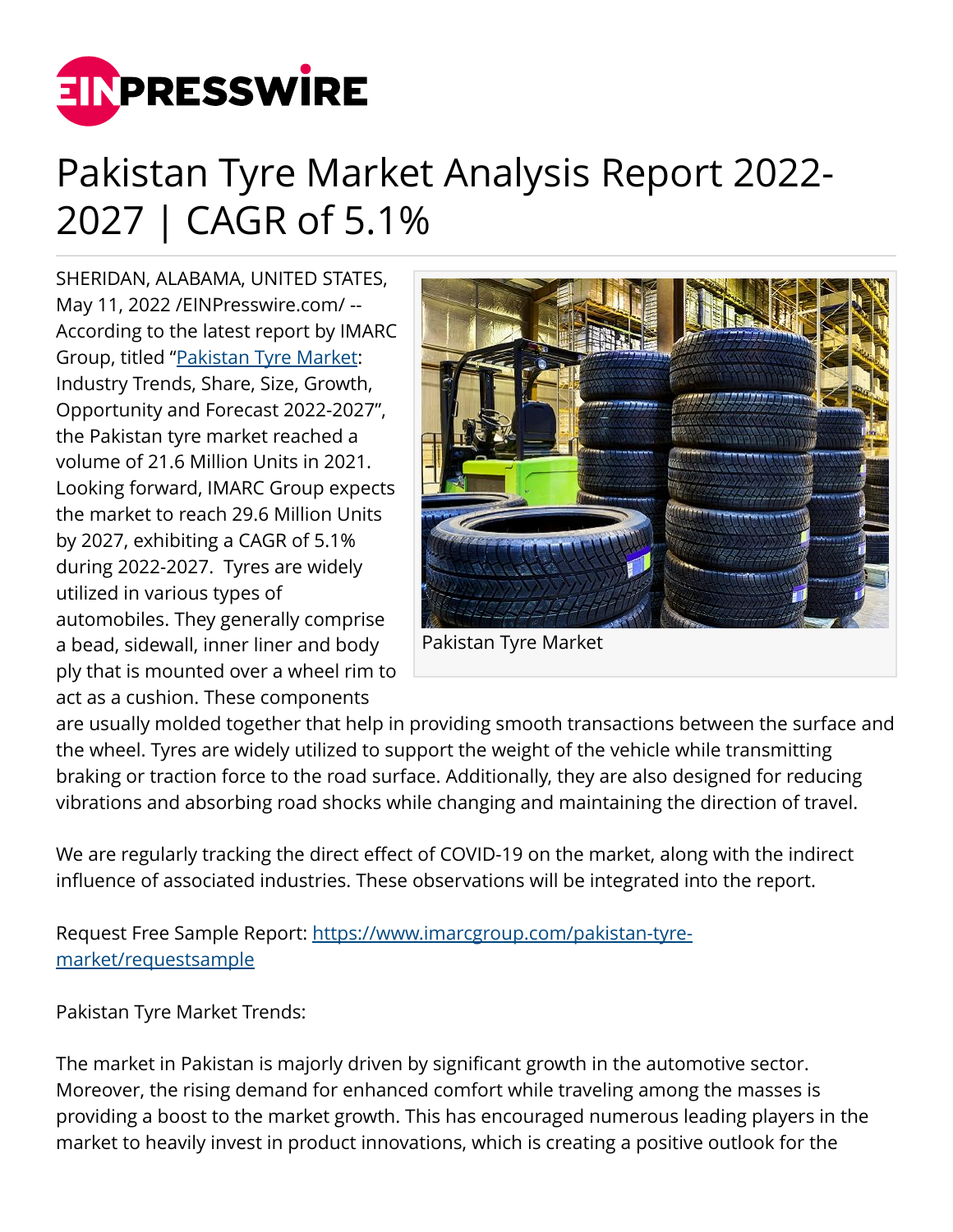# Pakistan Tyre Market Analysis Report 2022-2027 | CAGR of 5.1%

SHERIDAN, ALABAMA, UNITED STATES, May 11, 2022 /EINPresswire.com/ -- According to the latest report by IMARC Group, titled "[Pakistan Tyre Market](https://www.imarcgroup.com/pakistan-tyre-market): Industry Trends, Share, Size, Growth, Opportunity and Forecast 2022-2027", the Pakistan tyre market reached a volume of 21.6 Million Units in 2021. Looking forward, IMARC Group expects the market to reach 29.6 Million Units by 2027, exhibiting a CAGR of 5.1% during 2022-2027. Tyres are widely utilized in various types of automobiles. They generally comprise a bead, sidewall, inner liner and body ply that is mounted over a wheel rim to act as a cushion. These components are usually molded together that help in providing smooth transactions between the surface and the wheel. Tyres are widely utilized to support the weight of the vehicle while transmitting braking or traction force to the road surface. Additionally, they are also designed for reducing vibrations and absorbing road shocks while changing and maintaining the direction of travel.

Pakistan Tyre Market

We are regularly tracking the direct effect of COVID-19 on the market, along with the indirect influence of associated industries. These observations will be integrated into the report.

Request Free Sample Report: [https://www.imarcgroup.com/pakistan-tyre-market/requestsample](https://www.imarcgroup.com/pakistan-tyre-market/requestsample)

Pakistan Tyre Market Trends:

The market in Pakistan is majorly driven by significant growth in the automotive sector. Moreover, the rising demand for enhanced comfort while traveling among the masses is providing a boost to the market growth. This has encouraged numerous leading players in the market to heavily invest in product innovations, which is creating a positive outlook for the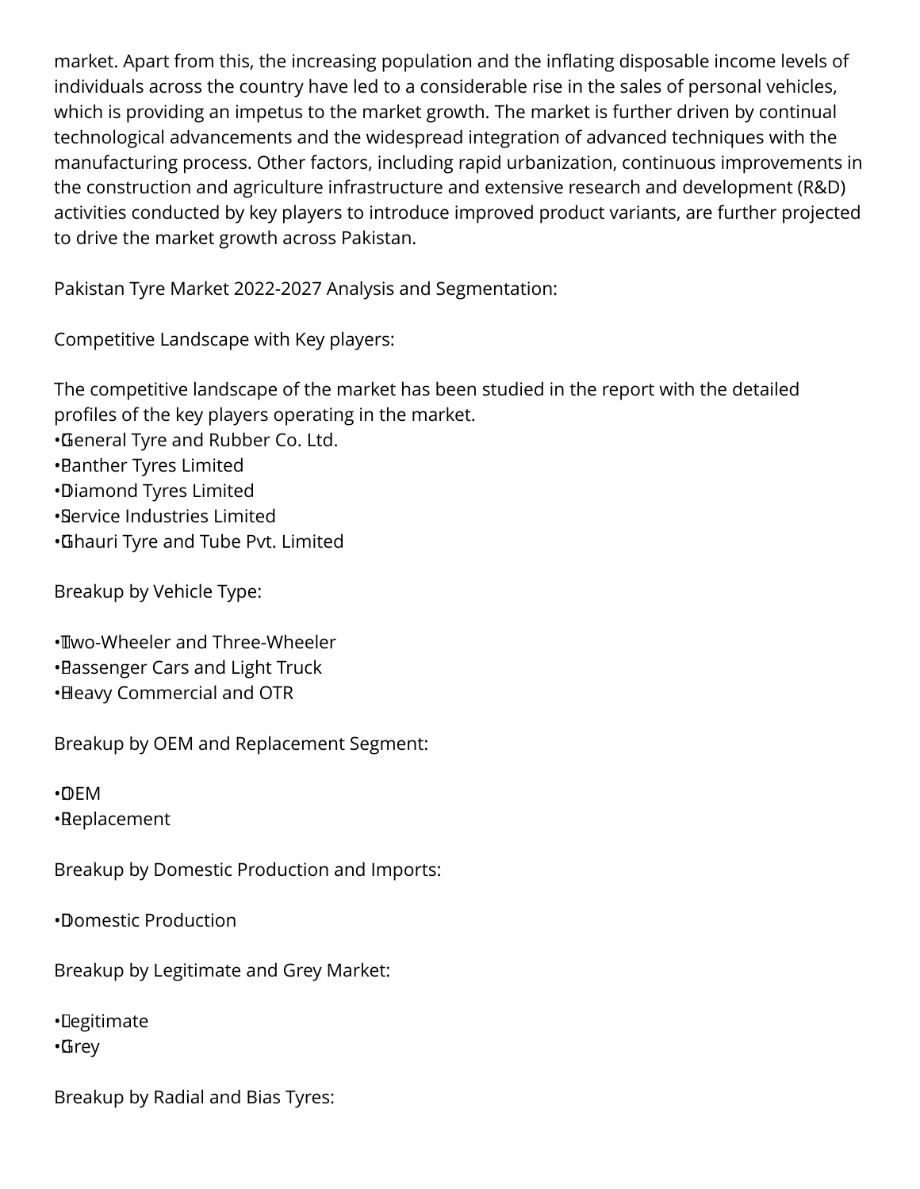market. Apart from this, the increasing population and the inflating disposable income levels of individuals across the country have led to a considerable rise in the sales of personal vehicles, which is providing an impetus to the market growth. The market is further driven by continual technological advancements and the widespread integration of advanced techniques with the manufacturing process. Other factors, including rapid urbanization, continuous improvements in the construction and agriculture infrastructure and extensive research and development (R&D) activities conducted by key players to introduce improved product variants, are further projected to drive the market growth across Pakistan.

Pakistan Tyre Market 2022-2027 Analysis and Segmentation:

Competitive Landscape with Key players:

The competitive landscape of the market has been studied in the report with the detailed profiles of the key players operating in the market.

- General Tyre and Rubber Co. Ltd.
- Panther Tyres Limited
- Diamond Tyres Limited
- Service Industries Limited
- Ghauri Tyre and Tube Pvt. Limited

Breakup by Vehicle Type:

- Two-Wheeler and Three-Wheeler
- Passenger Cars and Light Truck
- Heavy Commercial and OTR

Breakup by OEM and Replacement Segment:

- OEM
- Replacement

Breakup by Domestic Production and Imports:

- Domestic Production

Breakup by Legitimate and Grey Market:

- Legitimate
- Grey

Breakup by Radial and Bias Tyres: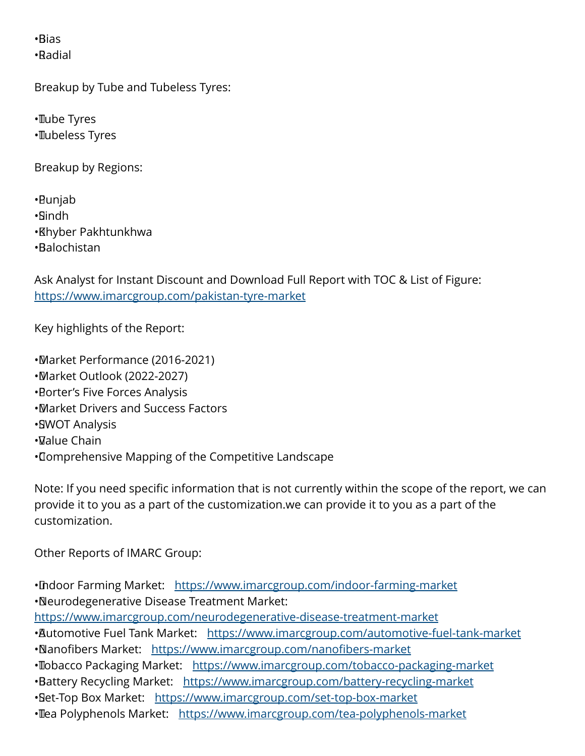- Bias
- Radial

Breakup by Tube and Tubeless Tyres:

- Tube Tyres
- Tubeless Tyres

Breakup by Regions:

- Punjab
- Sindh
- Khyber Pakhtunkhwa
- Balochistan

Ask Analyst for Instant Discount and Download Full Report with TOC & List of Figure: https://www.imarcgroup.com/pakistan-tyre-market

Key highlights of the Report:

- Market Performance (2016-2021)
- Market Outlook (2022-2027)
- Porter's Five Forces Analysis
- Market Drivers and Success Factors
- SWOT Analysis
- Value Chain
- Comprehensive Mapping of the Competitive Landscape

Note: If you need specific information that is not currently within the scope of the report, we can provide it to you as a part of the customization.we can provide it to you as a part of the customization.

Other Reports of IMARC Group:

- Indoor Farming Market: https://www.imarcgroup.com/indoor-farming-market
- Neurodegenerative Disease Treatment Market: https://www.imarcgroup.com/neurodegenerative-disease-treatment-market
- Automotive Fuel Tank Market: https://www.imarcgroup.com/automotive-fuel-tank-market
- Nanofibers Market: https://www.imarcgroup.com/nanofibers-market
- Tobacco Packaging Market: https://www.imarcgroup.com/tobacco-packaging-market
- Battery Recycling Market: https://www.imarcgroup.com/battery-recycling-market
- Set-Top Box Market: https://www.imarcgroup.com/set-top-box-market
- Tea Polyphenols Market: https://www.imarcgroup.com/tea-polyphenols-market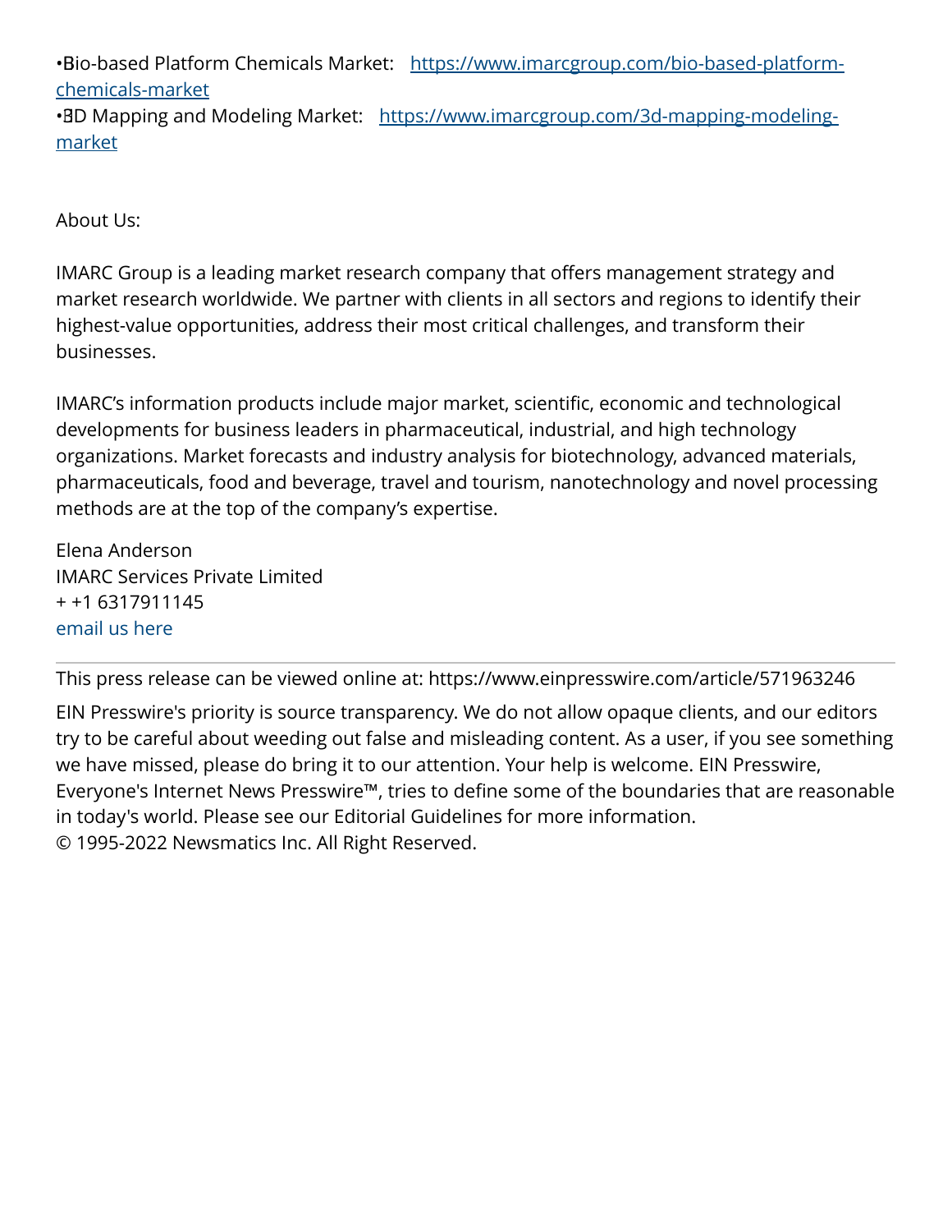• Bio-based Platform Chemicals Market: https://www.imarcgroup.com/bio-based-platform-chemicals-market
• 3D Mapping and Modeling Market: https://www.imarcgroup.com/3d-mapping-modeling-market

About Us:

IMARC Group is a leading market research company that offers management strategy and market research worldwide. We partner with clients in all sectors and regions to identify their highest-value opportunities, address their most critical challenges, and transform their businesses.

IMARC's information products include major market, scientific, economic and technological developments for business leaders in pharmaceutical, industrial, and high technology organizations. Market forecasts and industry analysis for biotechnology, advanced materials, pharmaceuticals, food and beverage, travel and tourism, nanotechnology and novel processing methods are at the top of the company's expertise.

Elena Anderson
IMARC Services Private Limited
+ +1 6317911145
email us here

---

This press release can be viewed online at: https://www.einpresswire.com/article/571963246

EIN Presswire's priority is source transparency. We do not allow opaque clients, and our editors try to be careful about weeding out false and misleading content. As a user, if you see something we have missed, please do bring it to our attention. Your help is welcome. EIN Presswire, Everyone's Internet News Presswire™, tries to define some of the boundaries that are reasonable in today's world. Please see our Editorial Guidelines for more information.
© 1995-2022 Newsmatics Inc. All Right Reserved.